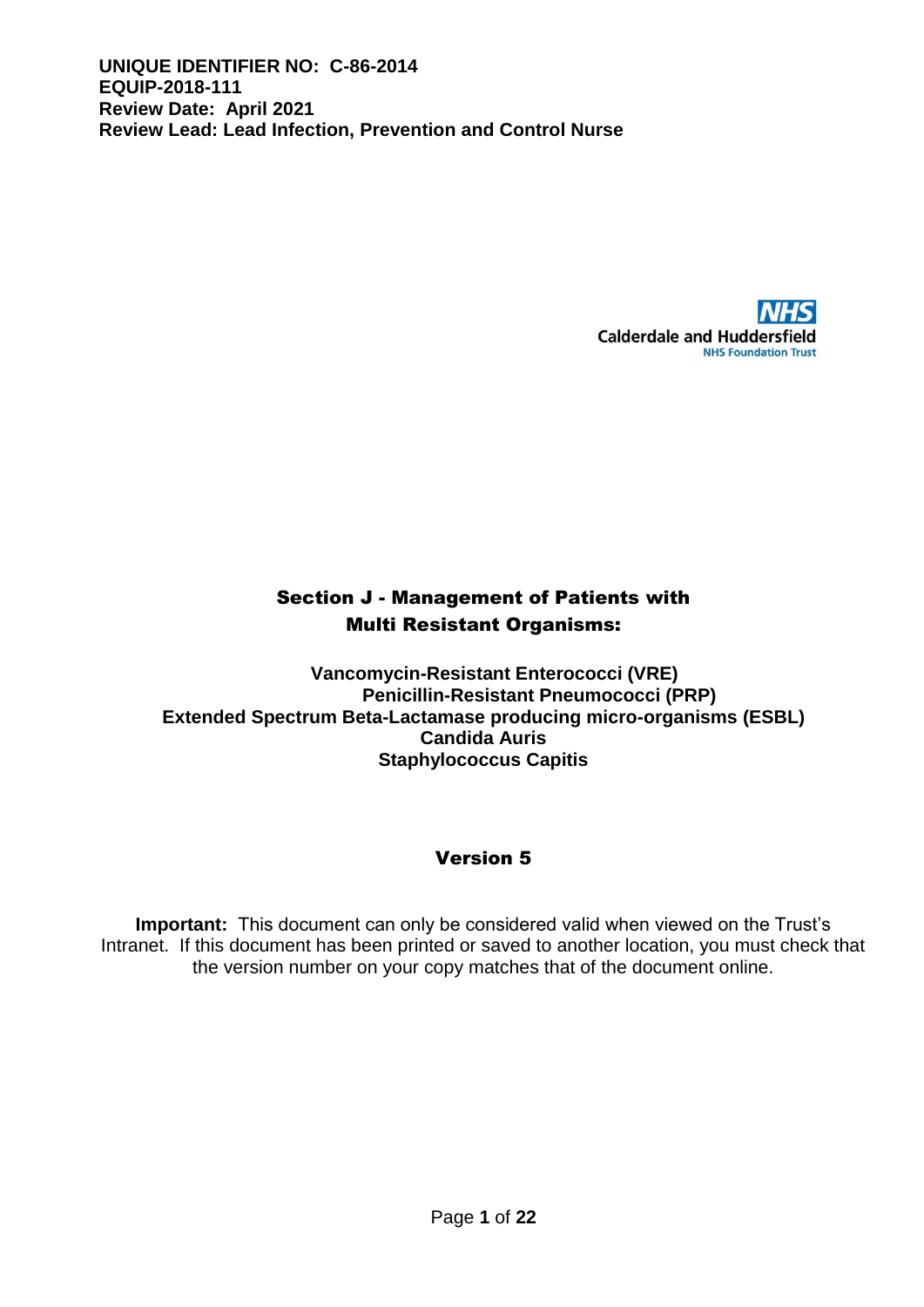**UNIQUE IDENTIFIER NO: C-86-2014**
**EQUIP-2018-111**
**Review Date: April 2021**
**Review Lead: Lead Infection, Prevention and Control Nurse**

NHS
Calderdale and Huddersfield
NHS Foundation Trust

# Section J - Management of Patients with Multi Resistant Organisms:

**Vancomycin-Resistant Enterococci (VRE)**
**Penicillin-Resistant Pneumococci (PRP)**
**Extended Spectrum Beta-Lactamase producing micro-organisms (ESBL)**
**Candida Auris**
**Staphylococcus Capitis**

## Version 5

**Important:** This document can only be considered valid when viewed on the Trust's Intranet. If this document has been printed or saved to another location, you must check that the version number on your copy matches that of the document online.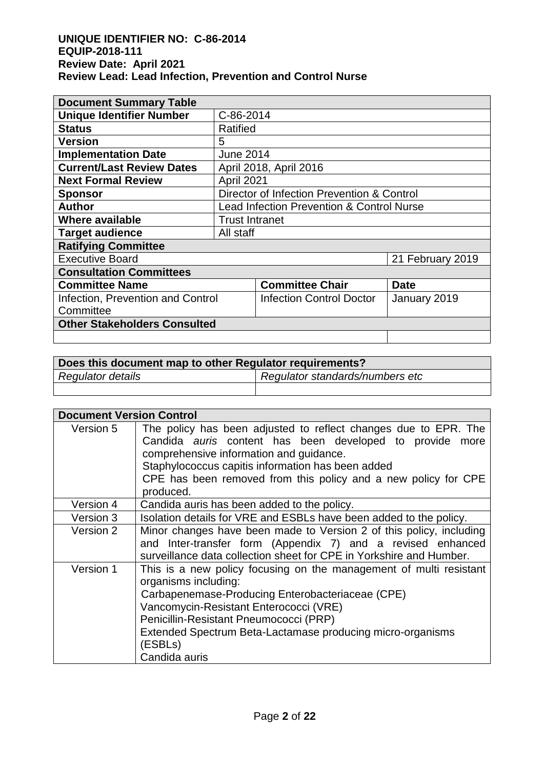**UNIQUE IDENTIFIER NO: C-86-2014**
**EQUIP-2018-111**
**Review Date: April 2021**
**Review Lead: Lead Infection, Prevention and Control Nurse**

| **Document Summary Table** | | | |
|---|---|---|---|
| **Unique Identifier Number** | C-86-2014 | | |
| **Status** | Ratified | | |
| **Version** | 5 | | |
| **Implementation Date** | June 2014 | | |
| **Current/Last Review Dates** | April 2018, April 2016 | | |
| **Next Formal Review** | April 2021 | | |
| **Sponsor** | Director of Infection Prevention & Control | | |
| **Author** | Lead Infection Prevention & Control Nurse | | |
| **Where available** | Trust Intranet | | |
| **Target audience** | All staff | | |
| **Ratifying Committee** | | | |
| Executive Board | | | 21 February 2019 |
| **Consultation Committees** | | | |
| **Committee Name** | | **Committee Chair** | **Date** |
| Infection, Prevention and Control Committee | | Infection Control Doctor | January 2019 |
| **Other Stakeholders Consulted** | | | |
| | | | |

| **Does this document map to other Regulator requirements?** | |
|---|---|
| *Regulator details* | *Regulator standards/numbers etc* |
| | |

| **Document Version Control** | |
|---|---|
| Version 5 | The policy has been adjusted to reflect changes due to EPR. The Candida *auris* content has been developed to provide more comprehensive information and guidance.<br>Staphylococcus capitis information has been added<br>CPE has been removed from this policy and a new policy for CPE produced. |
| Version 4 | Candida auris has been added to the policy. |
| Version 3 | Isolation details for VRE and ESBLs have been added to the policy. |
| Version 2 | Minor changes have been made to Version 2 of this policy, including and Inter-transfer form (Appendix 7) and a revised enhanced surveillance data collection sheet for CPE in Yorkshire and Humber. |
| Version 1 | This is a new policy focusing on the management of multi resistant organisms including:<br>Carbapenemase-Producing Enterobacteriaceae (CPE)<br>Vancomycin-Resistant Enterococci (VRE)<br>Penicillin-Resistant Pneumococci (PRP)<br>Extended Spectrum Beta-Lactamase producing micro-organisms (ESBLs)<br>Candida auris |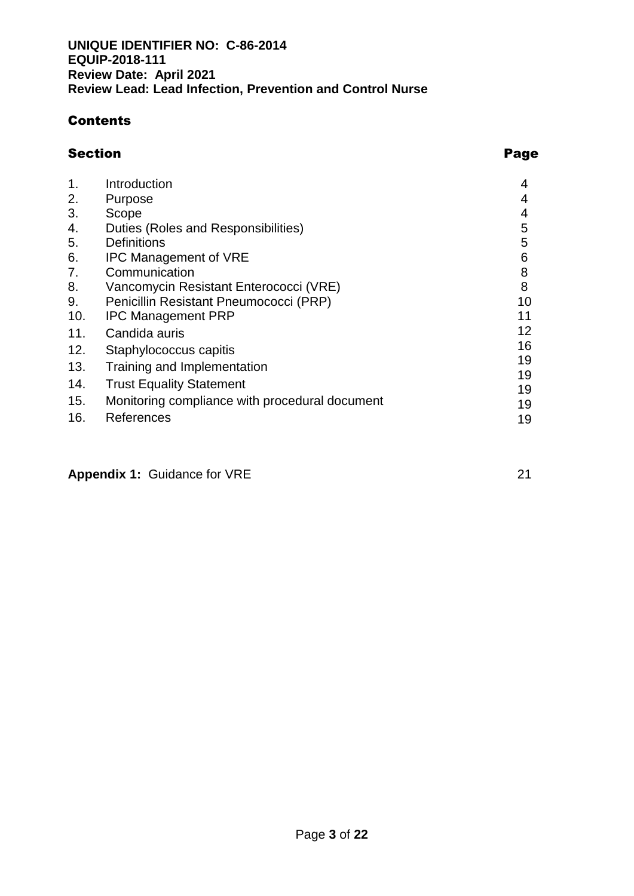**UNIQUE IDENTIFIER NO: C-86-2014**
**EQUIP-2018-111**
**Review Date: April 2021**
**Review Lead: Lead Infection, Prevention and Control Nurse**

## Contents

| Section | | Page |
|---|---|---|
| 1. | Introduction | 4 |
| 2. | Purpose | 4 |
| 3. | Scope | 4 |
| 4. | Duties (Roles and Responsibilities) | 5 |
| 5. | Definitions | 5 |
| 6. | IPC Management of VRE | 6 |
| 7. | Communication | 8 |
| 8. | Vancomycin Resistant Enterococci (VRE) | 8 |
| 9. | Penicillin Resistant Pneumococci (PRP) | 10 |
| 10. | IPC Management PRP | 11 |
| 11. | Candida auris | 12 |
| 12. | Staphylococcus capitis | 16 |
| 13. | Training and Implementation | 19 |
| 14. | Trust Equality Statement | 19 |
| 15. | Monitoring compliance with procedural document | 19 |
| 16. | References | 19 |

**Appendix 1:** Guidance for VRE 21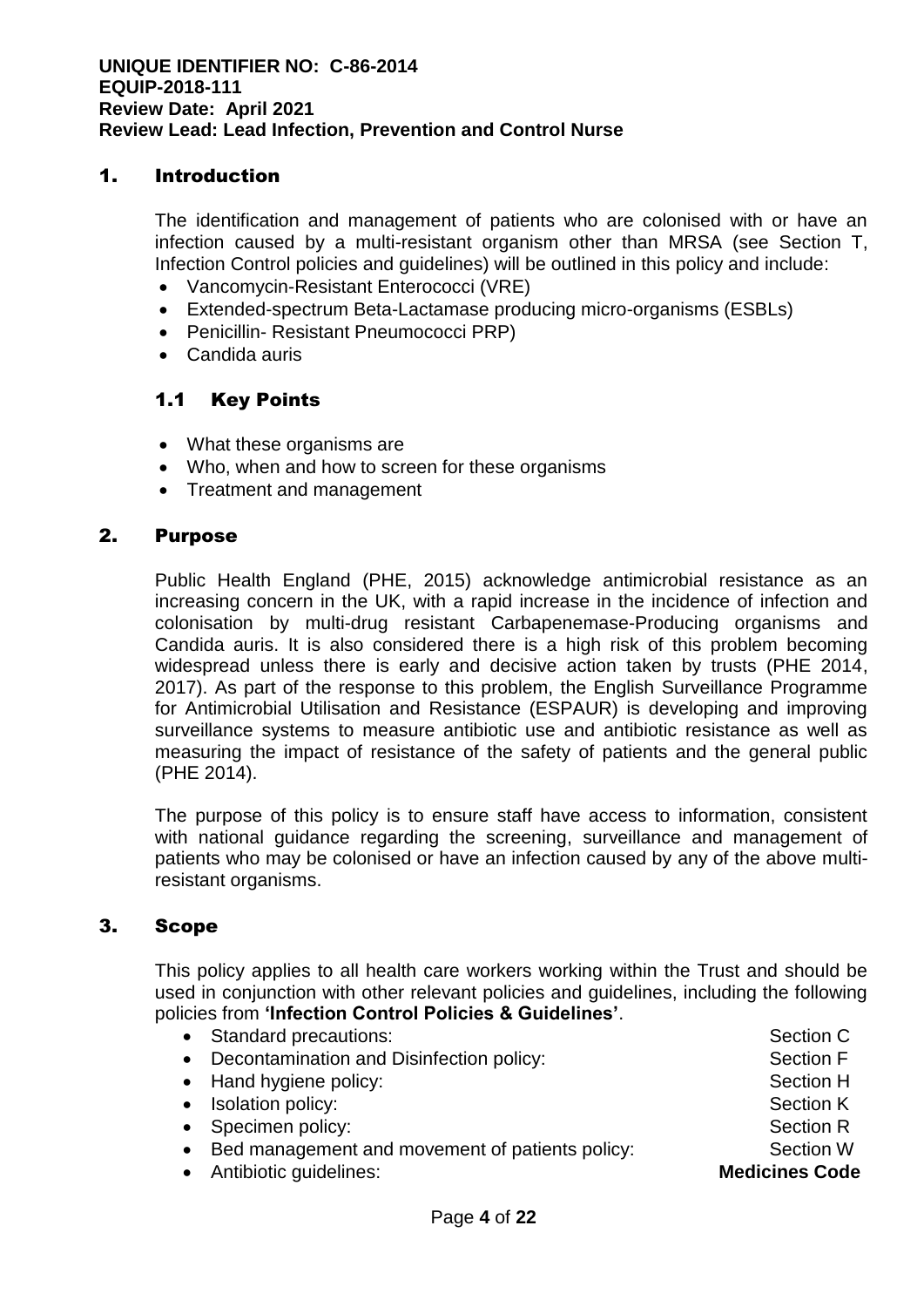**UNIQUE IDENTIFIER NO: C-86-2014**
**EQUIP-2018-111**
**Review Date: April 2021**
**Review Lead: Lead Infection, Prevention and Control Nurse**

## 1. Introduction

The identification and management of patients who are colonised with or have an infection caused by a multi-resistant organism other than MRSA (see Section T, Infection Control policies and guidelines) will be outlined in this policy and include:

- Vancomycin-Resistant Enterococci (VRE)
- Extended-spectrum Beta-Lactamase producing micro-organisms (ESBLs)
- Penicillin- Resistant Pneumococci PRP)
- Candida auris

### 1.1 Key Points

- What these organisms are
- Who, when and how to screen for these organisms
- Treatment and management

## 2. Purpose

Public Health England (PHE, 2015) acknowledge antimicrobial resistance as an increasing concern in the UK, with a rapid increase in the incidence of infection and colonisation by multi-drug resistant Carbapenemase-Producing organisms and Candida auris. It is also considered there is a high risk of this problem becoming widespread unless there is early and decisive action taken by trusts (PHE 2014, 2017). As part of the response to this problem, the English Surveillance Programme for Antimicrobial Utilisation and Resistance (ESPAUR) is developing and improving surveillance systems to measure antibiotic use and antibiotic resistance as well as measuring the impact of resistance of the safety of patients and the general public (PHE 2014).

The purpose of this policy is to ensure staff have access to information, consistent with national guidance regarding the screening, surveillance and management of patients who may be colonised or have an infection caused by any of the above multi-resistant organisms.

## 3. Scope

This policy applies to all health care workers working within the Trust and should be used in conjunction with other relevant policies and guidelines, including the following policies from **'Infection Control Policies & Guidelines'**.

- Standard precautions: Section C
- Decontamination and Disinfection policy: Section F
- Hand hygiene policy: Section H
- Isolation policy: Section K
- Specimen policy: Section R
- Bed management and movement of patients policy: Section W
- Antibiotic guidelines: **Medicines Code**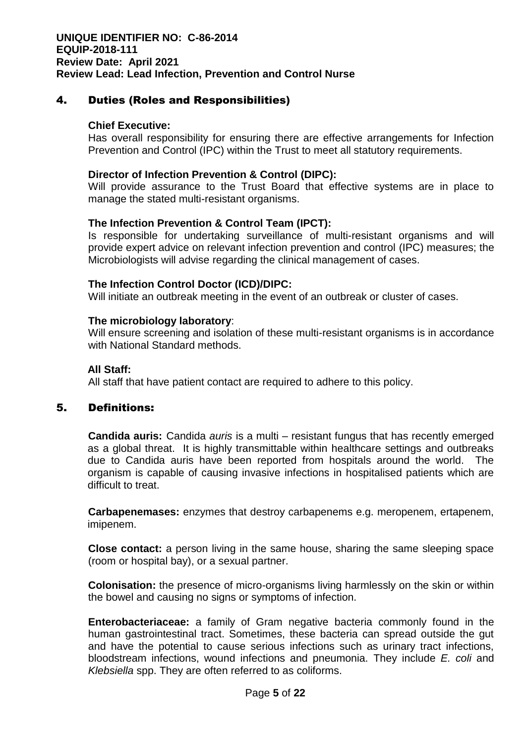## 4. Duties (Roles and Responsibilities)

**Chief Executive:**
Has overall responsibility for ensuring there are effective arrangements for Infection Prevention and Control (IPC) within the Trust to meet all statutory requirements.

**Director of Infection Prevention & Control (DIPC):**
Will provide assurance to the Trust Board that effective systems are in place to manage the stated multi-resistant organisms.

**The Infection Prevention & Control Team (IPCT):**
Is responsible for undertaking surveillance of multi-resistant organisms and will provide expert advice on relevant infection prevention and control (IPC) measures; the Microbiologists will advise regarding the clinical management of cases.

**The Infection Control Doctor (ICD)/DIPC:**
Will initiate an outbreak meeting in the event of an outbreak or cluster of cases.

**The microbiology laboratory**:
Will ensure screening and isolation of these multi-resistant organisms is in accordance with National Standard methods.

**All Staff:**
All staff that have patient contact are required to adhere to this policy.

## 5. Definitions:

**Candida auris:** Candida *auris* is a multi – resistant fungus that has recently emerged as a global threat. It is highly transmittable within healthcare settings and outbreaks due to Candida auris have been reported from hospitals around the world. The organism is capable of causing invasive infections in hospitalised patients which are difficult to treat.

**Carbapenemases:** enzymes that destroy carbapenems e.g. meropenem, ertapenem, imipenem.

**Close contact:** a person living in the same house, sharing the same sleeping space (room or hospital bay), or a sexual partner.

**Colonisation:** the presence of micro-organisms living harmlessly on the skin or within the bowel and causing no signs or symptoms of infection.

**Enterobacteriaceae:** a family of Gram negative bacteria commonly found in the human gastrointestinal tract. Sometimes, these bacteria can spread outside the gut and have the potential to cause serious infections such as urinary tract infections, bloodstream infections, wound infections and pneumonia. They include *E. coli* and *Klebsiella* spp. They are often referred to as coliforms.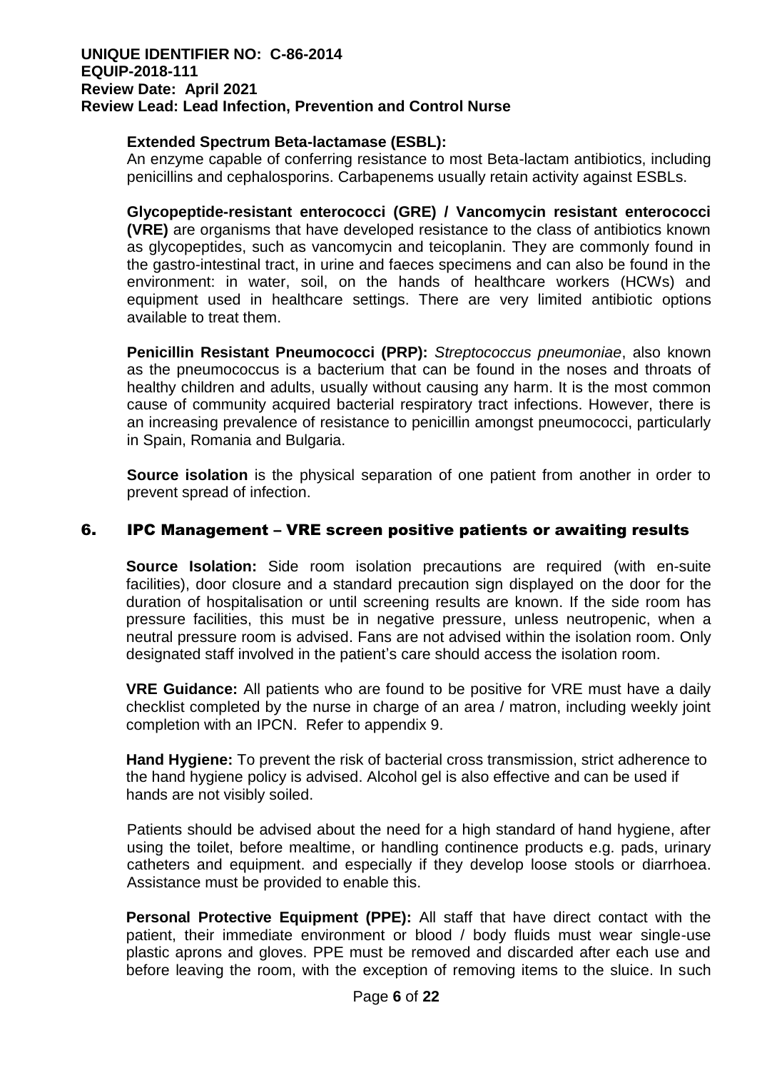**Extended Spectrum Beta-lactamase (ESBL):**
An enzyme capable of conferring resistance to most Beta-lactam antibiotics, including penicillins and cephalosporins. Carbapenems usually retain activity against ESBLs.

**Glycopeptide-resistant enterococci (GRE) / Vancomycin resistant enterococci (VRE)** are organisms that have developed resistance to the class of antibiotics known as glycopeptides, such as vancomycin and teicoplanin. They are commonly found in the gastro-intestinal tract, in urine and faeces specimens and can also be found in the environment: in water, soil, on the hands of healthcare workers (HCWs) and equipment used in healthcare settings. There are very limited antibiotic options available to treat them.

**Penicillin Resistant Pneumococci (PRP):** *Streptococcus pneumoniae*, also known as the pneumococcus is a bacterium that can be found in the noses and throats of healthy children and adults, usually without causing any harm. It is the most common cause of community acquired bacterial respiratory tract infections. However, there is an increasing prevalence of resistance to penicillin amongst pneumococci, particularly in Spain, Romania and Bulgaria.

**Source isolation** is the physical separation of one patient from another in order to prevent spread of infection.

## 6. IPC Management – VRE screen positive patients or awaiting results

**Source Isolation:** Side room isolation precautions are required (with en-suite facilities), door closure and a standard precaution sign displayed on the door for the duration of hospitalisation or until screening results are known. If the side room has pressure facilities, this must be in negative pressure, unless neutropenic, when a neutral pressure room is advised. Fans are not advised within the isolation room. Only designated staff involved in the patient's care should access the isolation room.

**VRE Guidance:** All patients who are found to be positive for VRE must have a daily checklist completed by the nurse in charge of an area / matron, including weekly joint completion with an IPCN. Refer to appendix 9.

**Hand Hygiene:** To prevent the risk of bacterial cross transmission, strict adherence to the hand hygiene policy is advised. Alcohol gel is also effective and can be used if hands are not visibly soiled.

Patients should be advised about the need for a high standard of hand hygiene, after using the toilet, before mealtime, or handling continence products e.g. pads, urinary catheters and equipment. and especially if they develop loose stools or diarrhoea. Assistance must be provided to enable this.

**Personal Protective Equipment (PPE):** All staff that have direct contact with the patient, their immediate environment or blood / body fluids must wear single-use plastic aprons and gloves. PPE must be removed and discarded after each use and before leaving the room, with the exception of removing items to the sluice. In such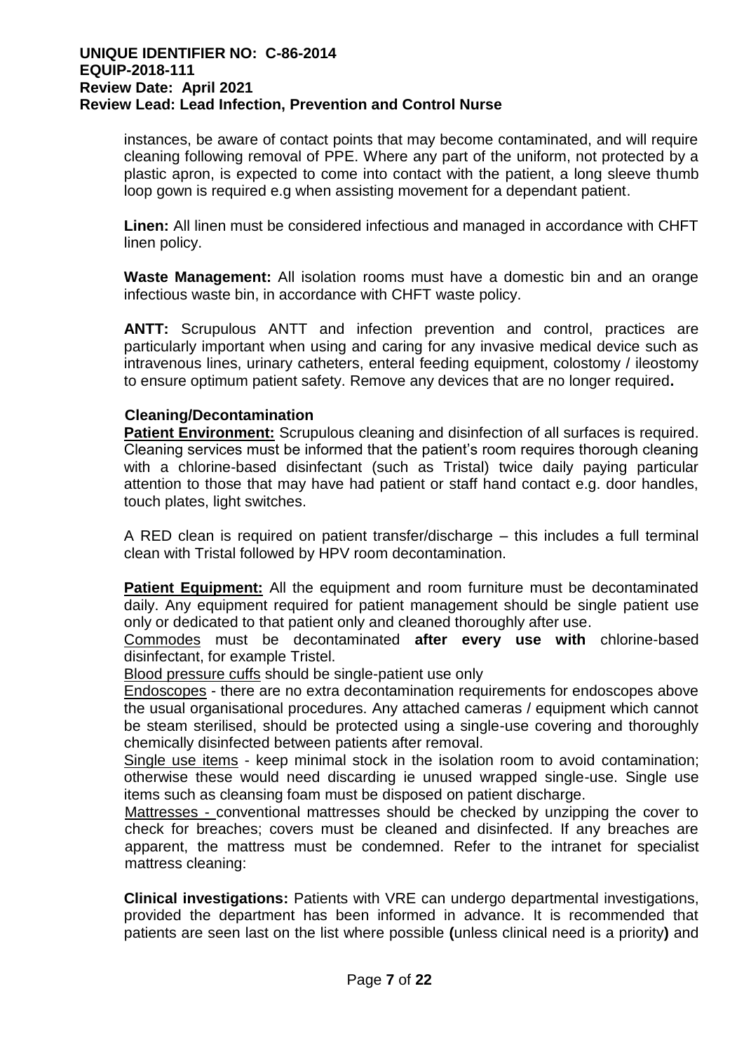instances, be aware of contact points that may become contaminated, and will require cleaning following removal of PPE. Where any part of the uniform, not protected by a plastic apron, is expected to come into contact with the patient, a long sleeve thumb loop gown is required e.g when assisting movement for a dependant patient.

**Linen:** All linen must be considered infectious and managed in accordance with CHFT linen policy.

**Waste Management:** All isolation rooms must have a domestic bin and an orange infectious waste bin, in accordance with CHFT waste policy.

**ANTT:** Scrupulous ANTT and infection prevention and control, practices are particularly important when using and caring for any invasive medical device such as intravenous lines, urinary catheters, enteral feeding equipment, colostomy / ileostomy to ensure optimum patient safety. Remove any devices that are no longer required**.**

**Cleaning/Decontamination**

**Patient Environment:** Scrupulous cleaning and disinfection of all surfaces is required. Cleaning services must be informed that the patient's room requires thorough cleaning with a chlorine-based disinfectant (such as Tristal) twice daily paying particular attention to those that may have had patient or staff hand contact e.g. door handles, touch plates, light switches.

A RED clean is required on patient transfer/discharge – this includes a full terminal clean with Tristal followed by HPV room decontamination.

**Patient Equipment:** All the equipment and room furniture must be decontaminated daily. Any equipment required for patient management should be single patient use only or dedicated to that patient only and cleaned thoroughly after use.

Commodes must be decontaminated **after every use with** chlorine-based disinfectant, for example Tristel.

Blood pressure cuffs should be single-patient use only

Endoscopes - there are no extra decontamination requirements for endoscopes above the usual organisational procedures. Any attached cameras / equipment which cannot be steam sterilised, should be protected using a single-use covering and thoroughly chemically disinfected between patients after removal.

Single use items - keep minimal stock in the isolation room to avoid contamination; otherwise these would need discarding ie unused wrapped single-use. Single use items such as cleansing foam must be disposed on patient discharge.

Mattresses - conventional mattresses should be checked by unzipping the cover to check for breaches; covers must be cleaned and disinfected. If any breaches are apparent, the mattress must be condemned. Refer to the intranet for specialist mattress cleaning:

**Clinical investigations:** Patients with VRE can undergo departmental investigations, provided the department has been informed in advance. It is recommended that patients are seen last on the list where possible **(**unless clinical need is a priority**)** and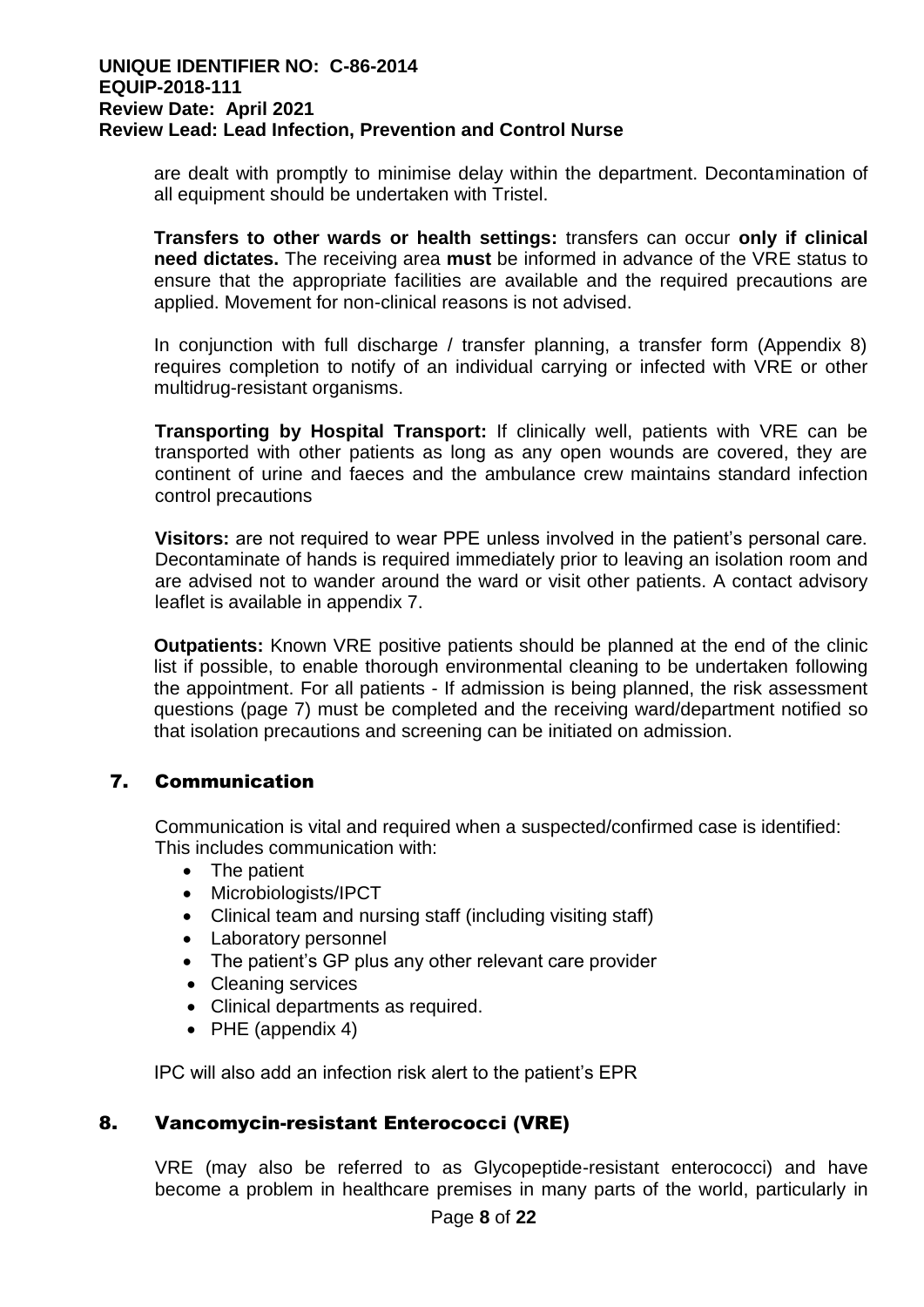are dealt with promptly to minimise delay within the department. Decontamination of all equipment should be undertaken with Tristel.

**Transfers to other wards or health settings:** transfers can occur **only if clinical need dictates.** The receiving area **must** be informed in advance of the VRE status to ensure that the appropriate facilities are available and the required precautions are applied. Movement for non-clinical reasons is not advised.

In conjunction with full discharge / transfer planning, a transfer form (Appendix 8) requires completion to notify of an individual carrying or infected with VRE or other multidrug-resistant organisms.

**Transporting by Hospital Transport:** If clinically well, patients with VRE can be transported with other patients as long as any open wounds are covered, they are continent of urine and faeces and the ambulance crew maintains standard infection control precautions

**Visitors:** are not required to wear PPE unless involved in the patient's personal care. Decontaminate of hands is required immediately prior to leaving an isolation room and are advised not to wander around the ward or visit other patients. A contact advisory leaflet is available in appendix 7.

**Outpatients:** Known VRE positive patients should be planned at the end of the clinic list if possible, to enable thorough environmental cleaning to be undertaken following the appointment. For all patients - If admission is being planned, the risk assessment questions (page 7) must be completed and the receiving ward/department notified so that isolation precautions and screening can be initiated on admission.

## 7. Communication

Communication is vital and required when a suspected/confirmed case is identified: This includes communication with:

- The patient
- Microbiologists/IPCT
- Clinical team and nursing staff (including visiting staff)
- Laboratory personnel
- The patient's GP plus any other relevant care provider
- Cleaning services
- Clinical departments as required.
- PHE (appendix 4)

IPC will also add an infection risk alert to the patient's EPR

## 8. Vancomycin-resistant Enterococci (VRE)

VRE (may also be referred to as Glycopeptide-resistant enterococci) and have become a problem in healthcare premises in many parts of the world, particularly in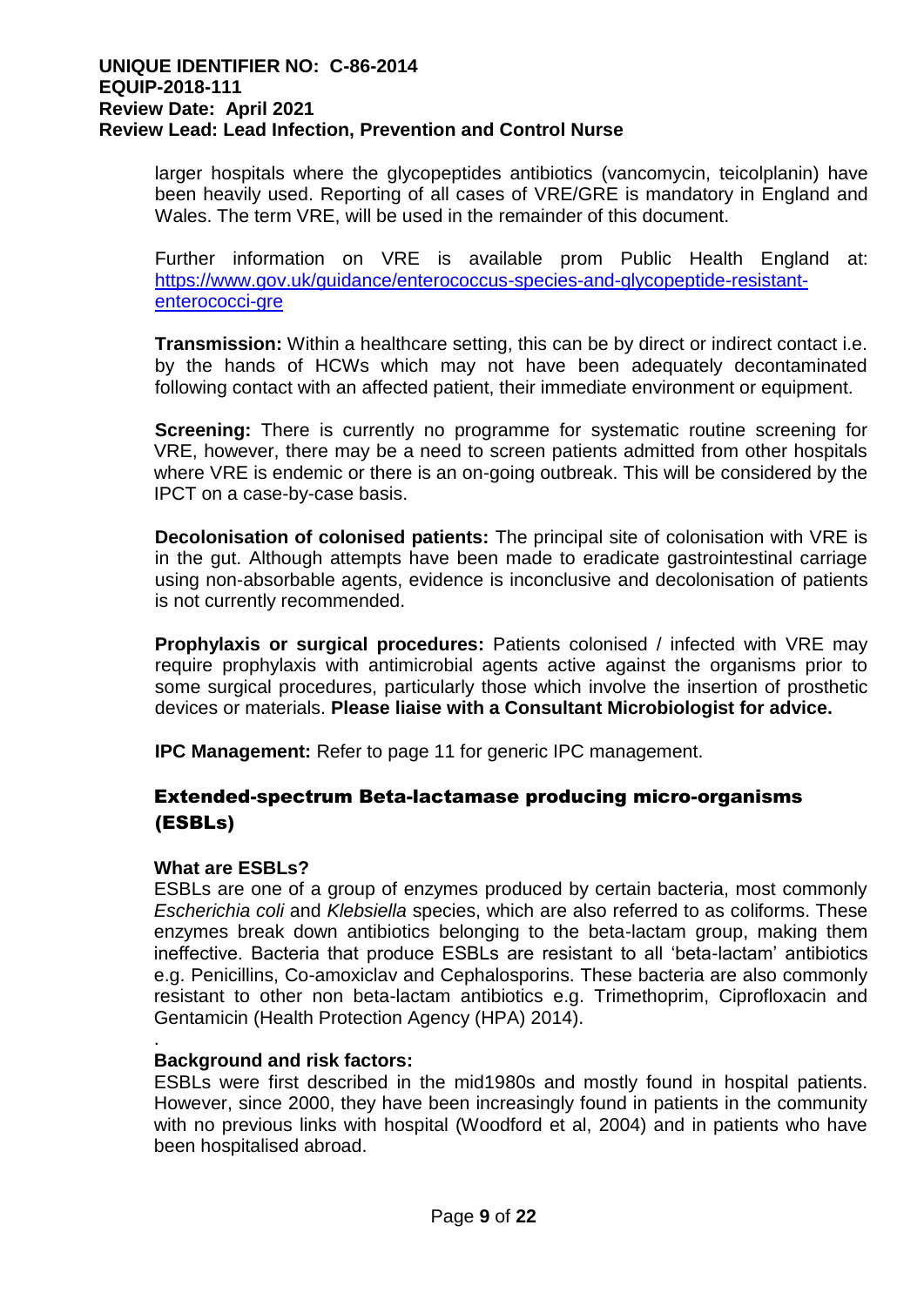larger hospitals where the glycopeptides antibiotics (vancomycin, teicolplanin) have been heavily used. Reporting of all cases of VRE/GRE is mandatory in England and Wales. The term VRE, will be used in the remainder of this document.

Further information on VRE is available prom Public Health England at: [https://www.gov.uk/guidance/enterococcus-species-and-glycopeptide-resistant-enterococci-gre](https://www.gov.uk/guidance/enterococcus-species-and-glycopeptide-resistant-enterococci-gre)

**Transmission:** Within a healthcare setting, this can be by direct or indirect contact i.e. by the hands of HCWs which may not have been adequately decontaminated following contact with an affected patient, their immediate environment or equipment.

**Screening:** There is currently no programme for systematic routine screening for VRE, however, there may be a need to screen patients admitted from other hospitals where VRE is endemic or there is an on-going outbreak. This will be considered by the IPCT on a case-by-case basis.

**Decolonisation of colonised patients:** The principal site of colonisation with VRE is in the gut. Although attempts have been made to eradicate gastrointestinal carriage using non-absorbable agents, evidence is inconclusive and decolonisation of patients is not currently recommended.

**Prophylaxis or surgical procedures:** Patients colonised / infected with VRE may require prophylaxis with antimicrobial agents active against the organisms prior to some surgical procedures, particularly those which involve the insertion of prosthetic devices or materials. **Please liaise with a Consultant Microbiologist for advice.**

**IPC Management:** Refer to page 11 for generic IPC management.

## Extended-spectrum Beta-lactamase producing micro-organisms (ESBLs)

**What are ESBLs?**
ESBLs are one of a group of enzymes produced by certain bacteria, most commonly *Escherichia coli* and *Klebsiella* species, which are also referred to as coliforms. These enzymes break down antibiotics belonging to the beta-lactam group, making them ineffective. Bacteria that produce ESBLs are resistant to all 'beta-lactam' antibiotics e.g. Penicillins, Co-amoxiclav and Cephalosporins. These bacteria are also commonly resistant to other non beta-lactam antibiotics e.g. Trimethoprim, Ciprofloxacin and Gentamicin (Health Protection Agency (HPA) 2014).

.
**Background and risk factors:**
ESBLs were first described in the mid1980s and mostly found in hospital patients. However, since 2000, they have been increasingly found in patients in the community with no previous links with hospital (Woodford et al, 2004) and in patients who have been hospitalised abroad.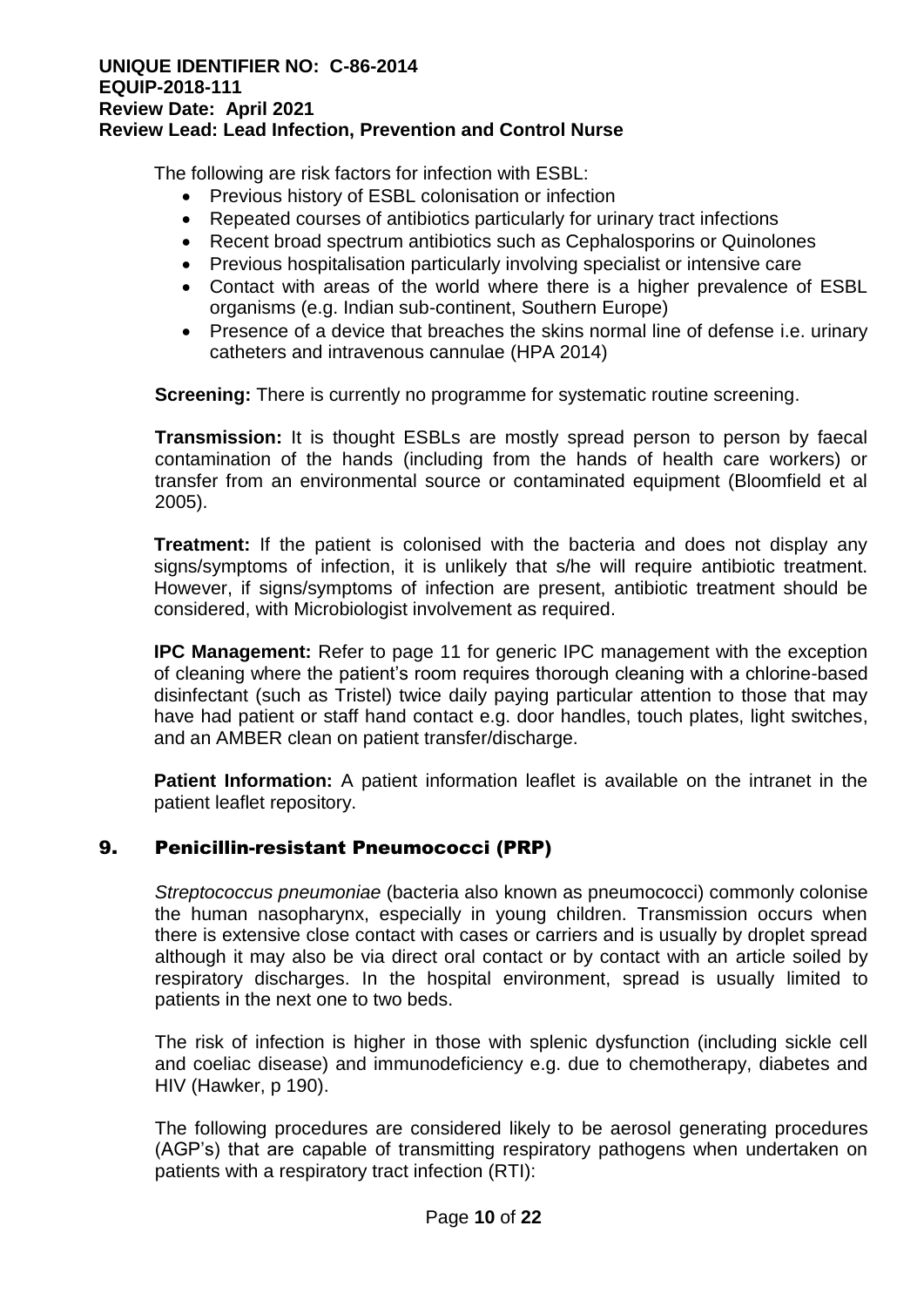The following are risk factors for infection with ESBL:

- Previous history of ESBL colonisation or infection
- Repeated courses of antibiotics particularly for urinary tract infections
- Recent broad spectrum antibiotics such as Cephalosporins or Quinolones
- Previous hospitalisation particularly involving specialist or intensive care
- Contact with areas of the world where there is a higher prevalence of ESBL organisms (e.g. Indian sub-continent, Southern Europe)
- Presence of a device that breaches the skins normal line of defense i.e. urinary catheters and intravenous cannulae (HPA 2014)

**Screening:** There is currently no programme for systematic routine screening.

**Transmission:** It is thought ESBLs are mostly spread person to person by faecal contamination of the hands (including from the hands of health care workers) or transfer from an environmental source or contaminated equipment (Bloomfield et al 2005).

**Treatment:** If the patient is colonised with the bacteria and does not display any signs/symptoms of infection, it is unlikely that s/he will require antibiotic treatment. However, if signs/symptoms of infection are present, antibiotic treatment should be considered, with Microbiologist involvement as required.

**IPC Management:** Refer to page 11 for generic IPC management with the exception of cleaning where the patient's room requires thorough cleaning with a chlorine-based disinfectant (such as Tristel) twice daily paying particular attention to those that may have had patient or staff hand contact e.g. door handles, touch plates, light switches, and an AMBER clean on patient transfer/discharge.

**Patient Information:** A patient information leaflet is available on the intranet in the patient leaflet repository.

## 9. Penicillin-resistant Pneumococci (PRP)

*Streptococcus pneumoniae* (bacteria also known as pneumococci) commonly colonise the human nasopharynx, especially in young children. Transmission occurs when there is extensive close contact with cases or carriers and is usually by droplet spread although it may also be via direct oral contact or by contact with an article soiled by respiratory discharges. In the hospital environment, spread is usually limited to patients in the next one to two beds.

The risk of infection is higher in those with splenic dysfunction (including sickle cell and coeliac disease) and immunodeficiency e.g. due to chemotherapy, diabetes and HIV (Hawker, p 190).

The following procedures are considered likely to be aerosol generating procedures (AGP's) that are capable of transmitting respiratory pathogens when undertaken on patients with a respiratory tract infection (RTI):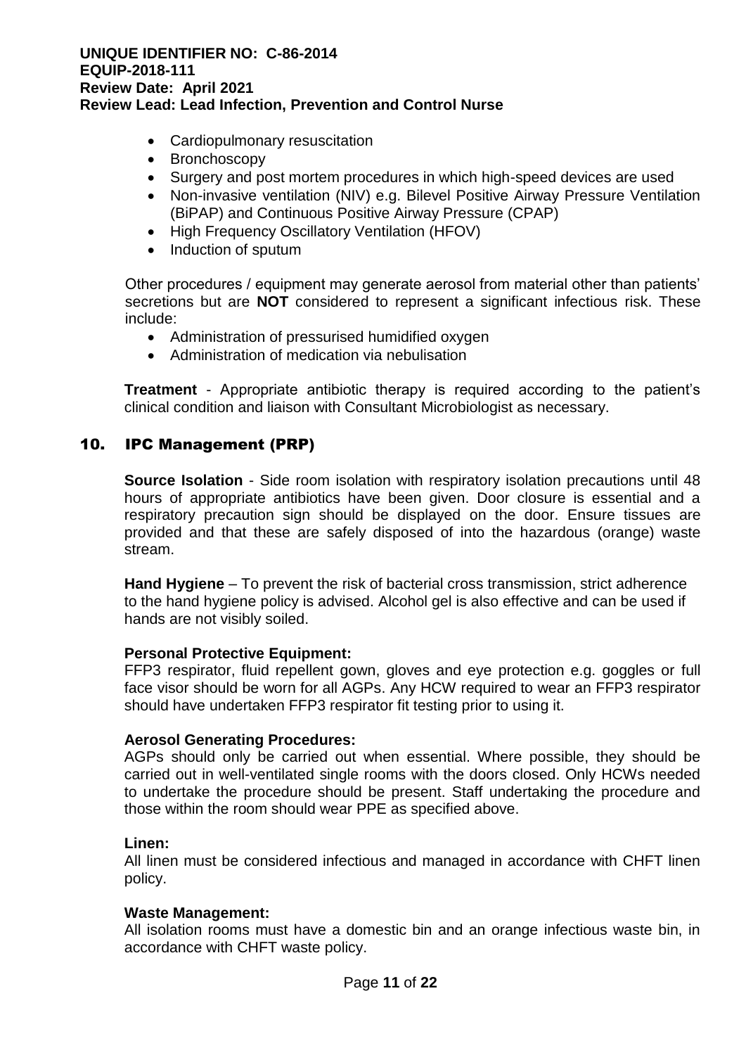- Cardiopulmonary resuscitation
- Bronchoscopy
- Surgery and post mortem procedures in which high-speed devices are used
- Non-invasive ventilation (NIV) e.g. Bilevel Positive Airway Pressure Ventilation (BiPAP) and Continuous Positive Airway Pressure (CPAP)
- High Frequency Oscillatory Ventilation (HFOV)
- Induction of sputum

Other procedures / equipment may generate aerosol from material other than patients' secretions but are **NOT** considered to represent a significant infectious risk. These include:

- Administration of pressurised humidified oxygen
- Administration of medication via nebulisation

**Treatment** - Appropriate antibiotic therapy is required according to the patient's clinical condition and liaison with Consultant Microbiologist as necessary.

## 10. IPC Management (PRP)

**Source Isolation** - Side room isolation with respiratory isolation precautions until 48 hours of appropriate antibiotics have been given. Door closure is essential and a respiratory precaution sign should be displayed on the door. Ensure tissues are provided and that these are safely disposed of into the hazardous (orange) waste stream.

**Hand Hygiene** – To prevent the risk of bacterial cross transmission, strict adherence to the hand hygiene policy is advised. Alcohol gel is also effective and can be used if hands are not visibly soiled.

**Personal Protective Equipment:**
FFP3 respirator, fluid repellent gown, gloves and eye protection e.g. goggles or full face visor should be worn for all AGPs. Any HCW required to wear an FFP3 respirator should have undertaken FFP3 respirator fit testing prior to using it.

**Aerosol Generating Procedures:**
AGPs should only be carried out when essential. Where possible, they should be carried out in well-ventilated single rooms with the doors closed. Only HCWs needed to undertake the procedure should be present. Staff undertaking the procedure and those within the room should wear PPE as specified above.

**Linen:**
All linen must be considered infectious and managed in accordance with CHFT linen policy.

**Waste Management:**
All isolation rooms must have a domestic bin and an orange infectious waste bin, in accordance with CHFT waste policy.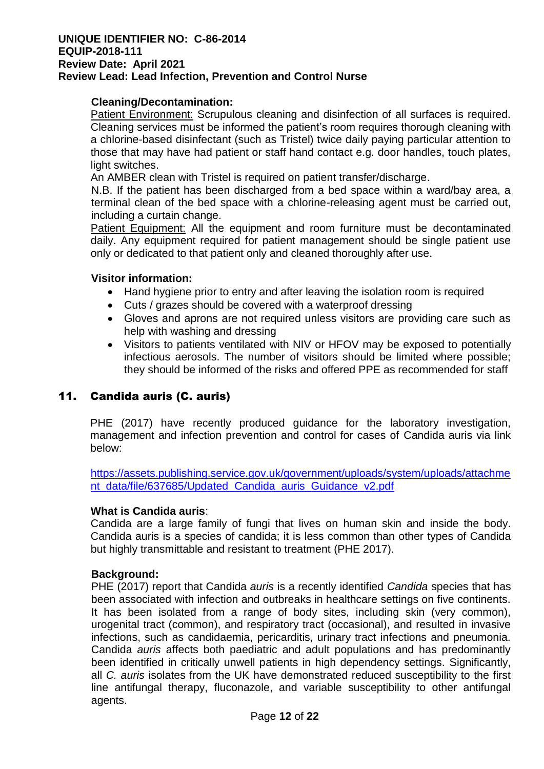**Cleaning/Decontamination:**

Patient Environment: Scrupulous cleaning and disinfection of all surfaces is required. Cleaning services must be informed the patient's room requires thorough cleaning with a chlorine-based disinfectant (such as Tristel) twice daily paying particular attention to those that may have had patient or staff hand contact e.g. door handles, touch plates, light switches.

An AMBER clean with Tristel is required on patient transfer/discharge.

N.B. If the patient has been discharged from a bed space within a ward/bay area, a terminal clean of the bed space with a chlorine-releasing agent must be carried out, including a curtain change.

Patient Equipment: All the equipment and room furniture must be decontaminated daily. Any equipment required for patient management should be single patient use only or dedicated to that patient only and cleaned thoroughly after use.

**Visitor information:**

- Hand hygiene prior to entry and after leaving the isolation room is required
- Cuts / grazes should be covered with a waterproof dressing
- Gloves and aprons are not required unless visitors are providing care such as help with washing and dressing
- Visitors to patients ventilated with NIV or HFOV may be exposed to potentially infectious aerosols. The number of visitors should be limited where possible; they should be informed of the risks and offered PPE as recommended for staff

## 11. Candida auris (C. auris)

PHE (2017) have recently produced guidance for the laboratory investigation, management and infection prevention and control for cases of Candida auris via link below:

https://assets.publishing.service.gov.uk/government/uploads/system/uploads/attachment_data/file/637685/Updated_Candida_auris_Guidance_v2.pdf

**What is Candida auris**:

Candida are a large family of fungi that lives on human skin and inside the body. Candida auris is a species of candida; it is less common than other types of Candida but highly transmittable and resistant to treatment (PHE 2017).

**Background:**

PHE (2017) report that Candida *auris* is a recently identified *Candida* species that has been associated with infection and outbreaks in healthcare settings on five continents. It has been isolated from a range of body sites, including skin (very common), urogenital tract (common), and respiratory tract (occasional), and resulted in invasive infections, such as candidaemia, pericarditis, urinary tract infections and pneumonia. Candida *auris* affects both paediatric and adult populations and has predominantly been identified in critically unwell patients in high dependency settings. Significantly, all *C. auris* isolates from the UK have demonstrated reduced susceptibility to the first line antifungal therapy, fluconazole, and variable susceptibility to other antifungal agents.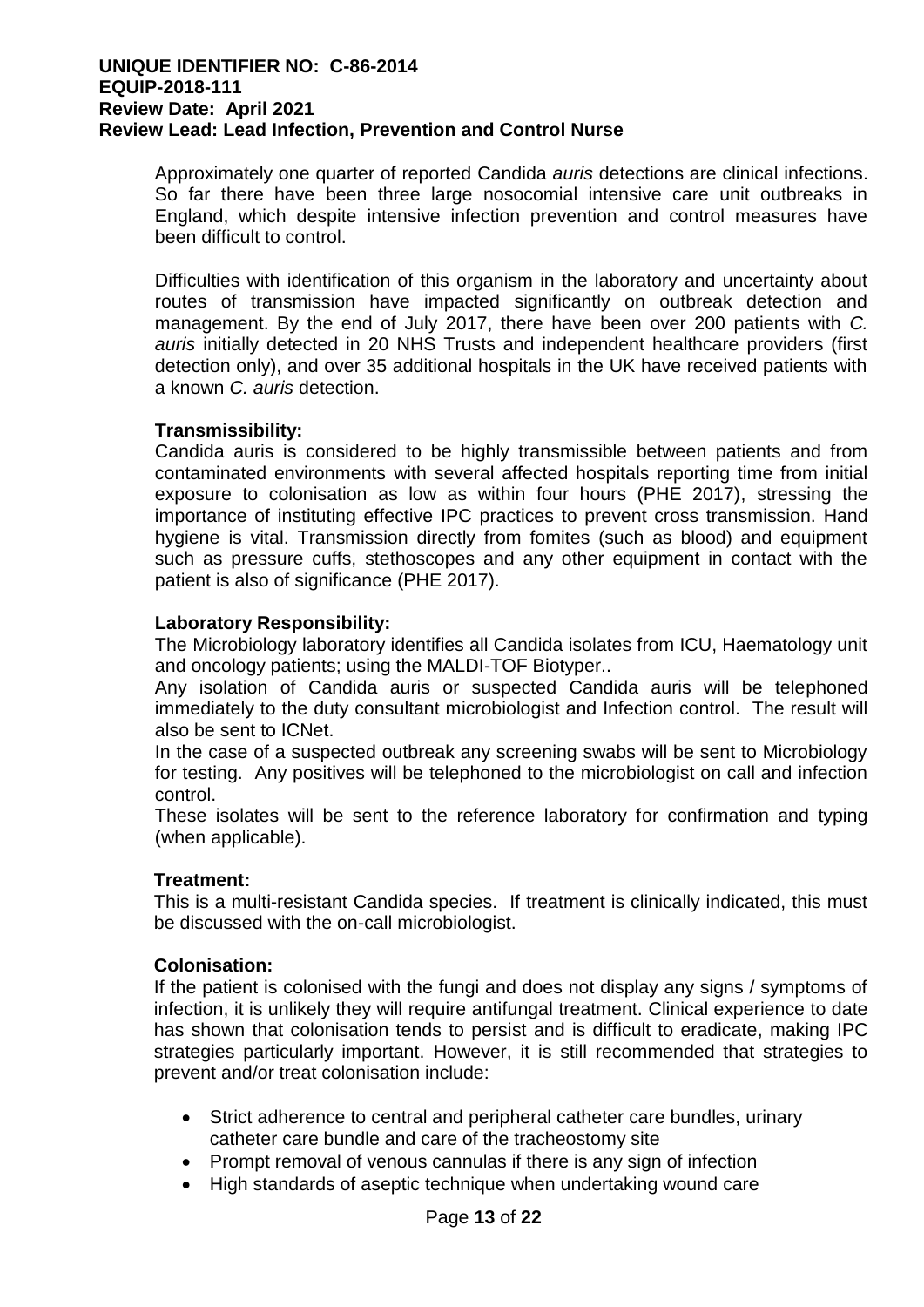Approximately one quarter of reported Candida *auris* detections are clinical infections. So far there have been three large nosocomial intensive care unit outbreaks in England, which despite intensive infection prevention and control measures have been difficult to control.

Difficulties with identification of this organism in the laboratory and uncertainty about routes of transmission have impacted significantly on outbreak detection and management. By the end of July 2017, there have been over 200 patients with *C. auris* initially detected in 20 NHS Trusts and independent healthcare providers (first detection only), and over 35 additional hospitals in the UK have received patients with a known *C. auris* detection.

**Transmissibility:**
Candida auris is considered to be highly transmissible between patients and from contaminated environments with several affected hospitals reporting time from initial exposure to colonisation as low as within four hours (PHE 2017), stressing the importance of instituting effective IPC practices to prevent cross transmission. Hand hygiene is vital. Transmission directly from fomites (such as blood) and equipment such as pressure cuffs, stethoscopes and any other equipment in contact with the patient is also of significance (PHE 2017).

**Laboratory Responsibility:**
The Microbiology laboratory identifies all Candida isolates from ICU, Haematology unit and oncology patients; using the MALDI-TOF Biotyper..
Any isolation of Candida auris or suspected Candida auris will be telephoned immediately to the duty consultant microbiologist and Infection control. The result will also be sent to ICNet.
In the case of a suspected outbreak any screening swabs will be sent to Microbiology for testing. Any positives will be telephoned to the microbiologist on call and infection control.
These isolates will be sent to the reference laboratory for confirmation and typing (when applicable).

**Treatment:**
This is a multi-resistant Candida species. If treatment is clinically indicated, this must be discussed with the on-call microbiologist.

**Colonisation:**
If the patient is colonised with the fungi and does not display any signs / symptoms of infection, it is unlikely they will require antifungal treatment. Clinical experience to date has shown that colonisation tends to persist and is difficult to eradicate, making IPC strategies particularly important. However, it is still recommended that strategies to prevent and/or treat colonisation include:

- Strict adherence to central and peripheral catheter care bundles, urinary catheter care bundle and care of the tracheostomy site
- Prompt removal of venous cannulas if there is any sign of infection
- High standards of aseptic technique when undertaking wound care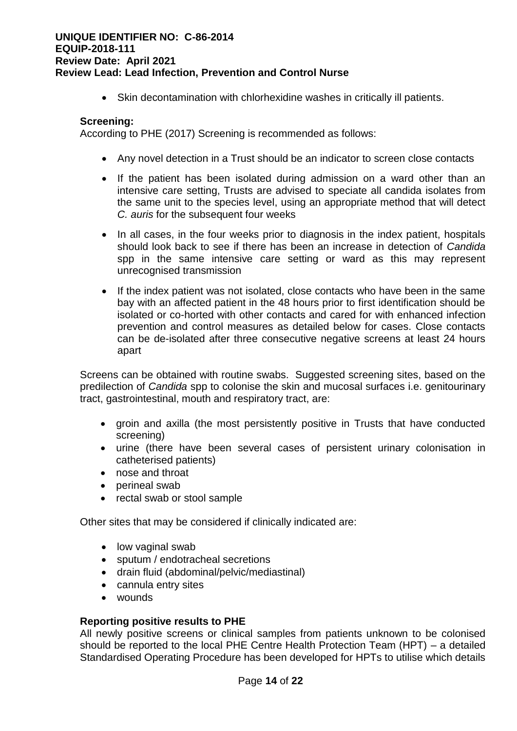- Skin decontamination with chlorhexidine washes in critically ill patients.

**Screening:**

According to PHE (2017) Screening is recommended as follows:

- Any novel detection in a Trust should be an indicator to screen close contacts
- If the patient has been isolated during admission on a ward other than an intensive care setting, Trusts are advised to speciate all candida isolates from the same unit to the species level, using an appropriate method that will detect *C. auris* for the subsequent four weeks
- In all cases, in the four weeks prior to diagnosis in the index patient, hospitals should look back to see if there has been an increase in detection of *Candida* spp in the same intensive care setting or ward as this may represent unrecognised transmission
- If the index patient was not isolated, close contacts who have been in the same bay with an affected patient in the 48 hours prior to first identification should be isolated or co-horted with other contacts and cared for with enhanced infection prevention and control measures as detailed below for cases. Close contacts can be de-isolated after three consecutive negative screens at least 24 hours apart

Screens can be obtained with routine swabs. Suggested screening sites, based on the predilection of *Candida* spp to colonise the skin and mucosal surfaces i.e. genitourinary tract, gastrointestinal, mouth and respiratory tract, are:

- groin and axilla (the most persistently positive in Trusts that have conducted screening)
- urine (there have been several cases of persistent urinary colonisation in catheterised patients)
- nose and throat
- perineal swab
- rectal swab or stool sample

Other sites that may be considered if clinically indicated are:

- low vaginal swab
- sputum / endotracheal secretions
- drain fluid (abdominal/pelvic/mediastinal)
- cannula entry sites
- wounds

**Reporting positive results to PHE**

All newly positive screens or clinical samples from patients unknown to be colonised should be reported to the local PHE Centre Health Protection Team (HPT) – a detailed Standardised Operating Procedure has been developed for HPTs to utilise which details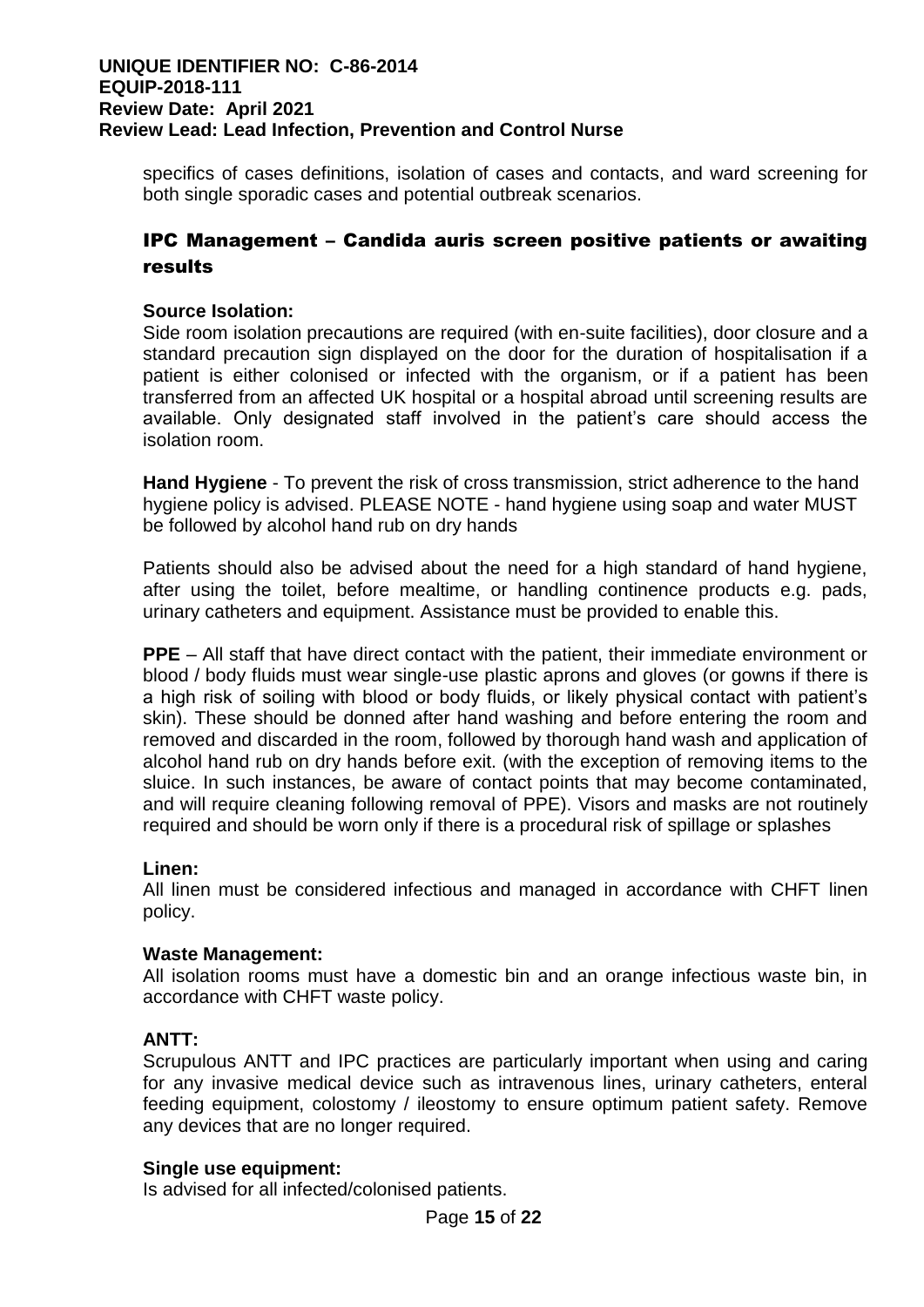specifics of cases definitions, isolation of cases and contacts, and ward screening for both single sporadic cases and potential outbreak scenarios.

## IPC Management – Candida auris screen positive patients or awaiting results

**Source Isolation:**
Side room isolation precautions are required (with en-suite facilities), door closure and a standard precaution sign displayed on the door for the duration of hospitalisation if a patient is either colonised or infected with the organism, or if a patient has been transferred from an affected UK hospital or a hospital abroad until screening results are available. Only designated staff involved in the patient's care should access the isolation room.

**Hand Hygiene** - To prevent the risk of cross transmission, strict adherence to the hand hygiene policy is advised. PLEASE NOTE - hand hygiene using soap and water MUST be followed by alcohol hand rub on dry hands

Patients should also be advised about the need for a high standard of hand hygiene, after using the toilet, before mealtime, or handling continence products e.g. pads, urinary catheters and equipment. Assistance must be provided to enable this.

**PPE** – All staff that have direct contact with the patient, their immediate environment or blood / body fluids must wear single-use plastic aprons and gloves (or gowns if there is a high risk of soiling with blood or body fluids, or likely physical contact with patient's skin). These should be donned after hand washing and before entering the room and removed and discarded in the room, followed by thorough hand wash and application of alcohol hand rub on dry hands before exit. (with the exception of removing items to the sluice. In such instances, be aware of contact points that may become contaminated, and will require cleaning following removal of PPE). Visors and masks are not routinely required and should be worn only if there is a procedural risk of spillage or splashes

**Linen:**
All linen must be considered infectious and managed in accordance with CHFT linen policy.

**Waste Management:**
All isolation rooms must have a domestic bin and an orange infectious waste bin, in accordance with CHFT waste policy.

**ANTT:**
Scrupulous ANTT and IPC practices are particularly important when using and caring for any invasive medical device such as intravenous lines, urinary catheters, enteral feeding equipment, colostomy / ileostomy to ensure optimum patient safety. Remove any devices that are no longer required.

**Single use equipment:**
Is advised for all infected/colonised patients.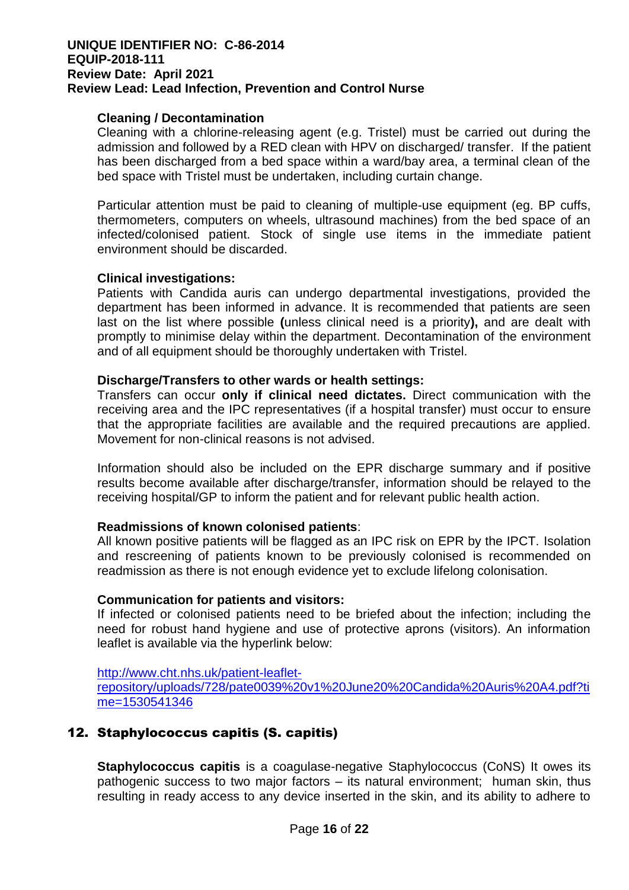**Cleaning / Decontamination**

Cleaning with a chlorine-releasing agent (e.g. Tristel) must be carried out during the admission and followed by a RED clean with HPV on discharged/ transfer. If the patient has been discharged from a bed space within a ward/bay area, a terminal clean of the bed space with Tristel must be undertaken, including curtain change.

Particular attention must be paid to cleaning of multiple-use equipment (eg. BP cuffs, thermometers, computers on wheels, ultrasound machines) from the bed space of an infected/colonised patient. Stock of single use items in the immediate patient environment should be discarded.

**Clinical investigations:**

Patients with Candida auris can undergo departmental investigations, provided the department has been informed in advance. It is recommended that patients are seen last on the list where possible **(**unless clinical need is a priority**),** and are dealt with promptly to minimise delay within the department. Decontamination of the environment and of all equipment should be thoroughly undertaken with Tristel.

**Discharge/Transfers to other wards or health settings:**

Transfers can occur **only if clinical need dictates.** Direct communication with the receiving area and the IPC representatives (if a hospital transfer) must occur to ensure that the appropriate facilities are available and the required precautions are applied. Movement for non-clinical reasons is not advised.

Information should also be included on the EPR discharge summary and if positive results become available after discharge/transfer, information should be relayed to the receiving hospital/GP to inform the patient and for relevant public health action.

**Readmissions of known colonised patients**:

All known positive patients will be flagged as an IPC risk on EPR by the IPCT. Isolation and rescreening of patients known to be previously colonised is recommended on readmission as there is not enough evidence yet to exclude lifelong colonisation.

**Communication for patients and visitors:**

If infected or colonised patients need to be briefed about the infection; including the need for robust hand hygiene and use of protective aprons (visitors). An information leaflet is available via the hyperlink below:

[http://www.cht.nhs.uk/patient-leaflet-repository/uploads/728/pate0039%20v1%20June20%20Candida%20Auris%20A4.pdf?time=1530541346](http://www.cht.nhs.uk/patient-leaflet-repository/uploads/728/pate0039%20v1%20June20%20Candida%20Auris%20A4.pdf?time=1530541346)

## 12. Staphylococcus capitis (S. capitis)

**Staphylococcus capitis** is a coagulase-negative Staphylococcus (CoNS) It owes its pathogenic success to two major factors – its natural environment; human skin, thus resulting in ready access to any device inserted in the skin, and its ability to adhere to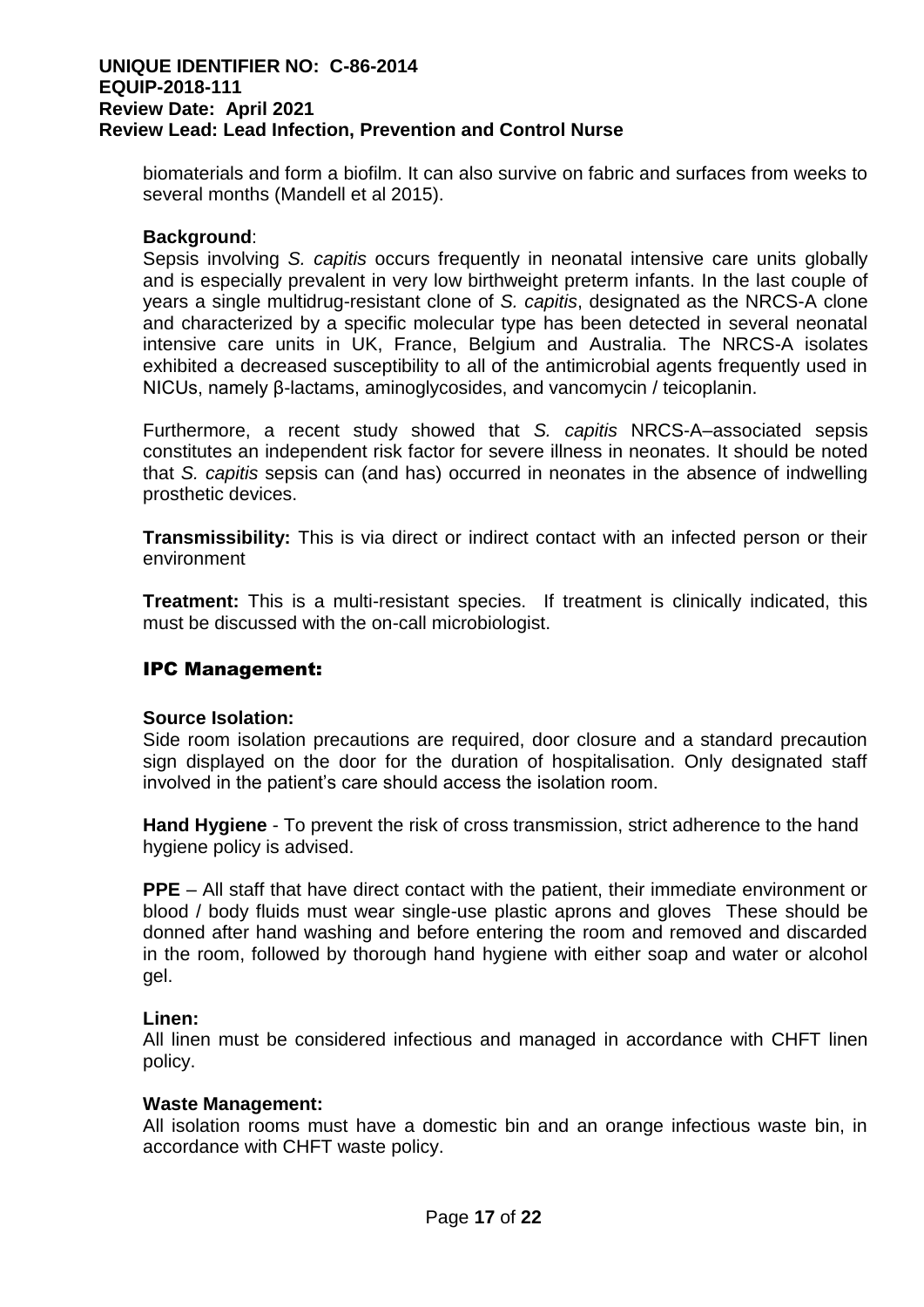biomaterials and form a biofilm. It can also survive on fabric and surfaces from weeks to several months (Mandell et al 2015).

**Background**:
Sepsis involving *S. capitis* occurs frequently in neonatal intensive care units globally and is especially prevalent in very low birthweight preterm infants. In the last couple of years a single multidrug-resistant clone of *S. capitis*, designated as the NRCS-A clone and characterized by a specific molecular type has been detected in several neonatal intensive care units in UK, France, Belgium and Australia. The NRCS-A isolates exhibited a decreased susceptibility to all of the antimicrobial agents frequently used in NICUs, namely β-lactams, aminoglycosides, and vancomycin / teicoplanin.

Furthermore, a recent study showed that *S. capitis* NRCS-A–associated sepsis constitutes an independent risk factor for severe illness in neonates. It should be noted that *S. capitis* sepsis can (and has) occurred in neonates in the absence of indwelling prosthetic devices.

**Transmissibility:** This is via direct or indirect contact with an infected person or their environment

**Treatment:** This is a multi-resistant species. If treatment is clinically indicated, this must be discussed with the on-call microbiologist.

## IPC Management:

**Source Isolation:**
Side room isolation precautions are required, door closure and a standard precaution sign displayed on the door for the duration of hospitalisation. Only designated staff involved in the patient's care should access the isolation room.

**Hand Hygiene** - To prevent the risk of cross transmission, strict adherence to the hand hygiene policy is advised.

**PPE** – All staff that have direct contact with the patient, their immediate environment or blood / body fluids must wear single-use plastic aprons and gloves These should be donned after hand washing and before entering the room and removed and discarded in the room, followed by thorough hand hygiene with either soap and water or alcohol gel.

**Linen:**
All linen must be considered infectious and managed in accordance with CHFT linen policy.

**Waste Management:**
All isolation rooms must have a domestic bin and an orange infectious waste bin, in accordance with CHFT waste policy.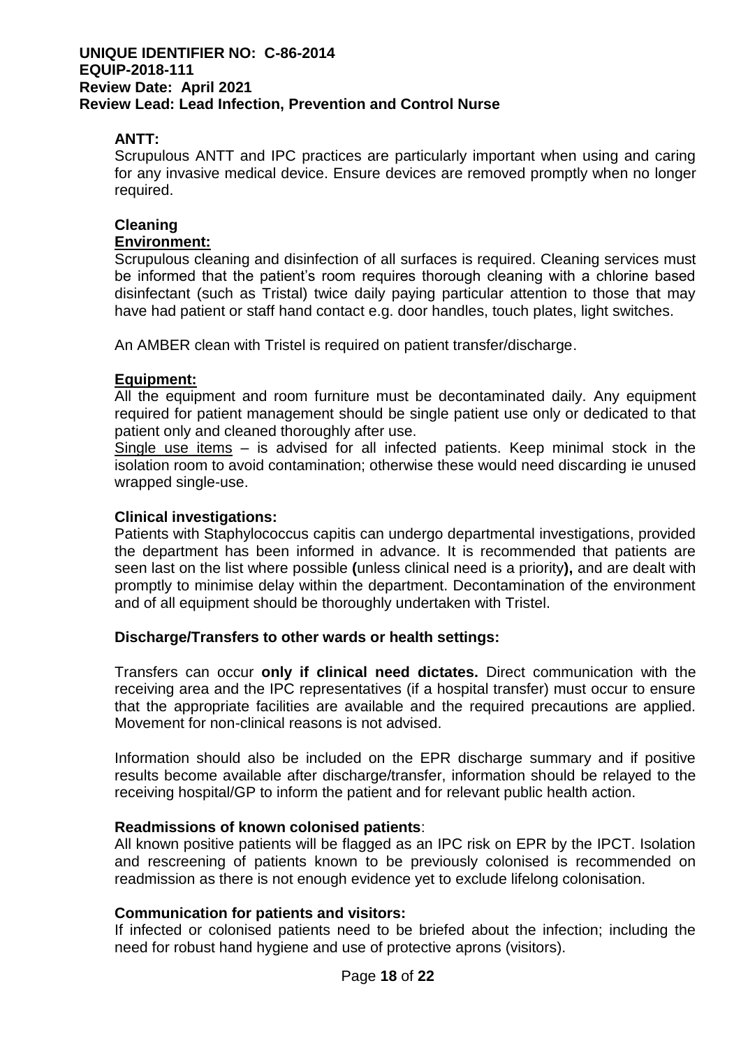**ANTT:**

Scrupulous ANTT and IPC practices are particularly important when using and caring for any invasive medical device. Ensure devices are removed promptly when no longer required.

**Cleaning**

**Environment:**

Scrupulous cleaning and disinfection of all surfaces is required. Cleaning services must be informed that the patient's room requires thorough cleaning with a chlorine based disinfectant (such as Tristal) twice daily paying particular attention to those that may have had patient or staff hand contact e.g. door handles, touch plates, light switches.

An AMBER clean with Tristel is required on patient transfer/discharge.

**Equipment:**

All the equipment and room furniture must be decontaminated daily. Any equipment required for patient management should be single patient use only or dedicated to that patient only and cleaned thoroughly after use.

Single use items – is advised for all infected patients. Keep minimal stock in the isolation room to avoid contamination; otherwise these would need discarding ie unused wrapped single-use.

**Clinical investigations:**

Patients with Staphylococcus capitis can undergo departmental investigations, provided the department has been informed in advance. It is recommended that patients are seen last on the list where possible **(**unless clinical need is a priority**),** and are dealt with promptly to minimise delay within the department. Decontamination of the environment and of all equipment should be thoroughly undertaken with Tristel.

**Discharge/Transfers to other wards or health settings:**

Transfers can occur **only if clinical need dictates.** Direct communication with the receiving area and the IPC representatives (if a hospital transfer) must occur to ensure that the appropriate facilities are available and the required precautions are applied. Movement for non-clinical reasons is not advised.

Information should also be included on the EPR discharge summary and if positive results become available after discharge/transfer, information should be relayed to the receiving hospital/GP to inform the patient and for relevant public health action.

**Readmissions of known colonised patients**:

All known positive patients will be flagged as an IPC risk on EPR by the IPCT. Isolation and rescreening of patients known to be previously colonised is recommended on readmission as there is not enough evidence yet to exclude lifelong colonisation.

**Communication for patients and visitors:**

If infected or colonised patients need to be briefed about the infection; including the need for robust hand hygiene and use of protective aprons (visitors).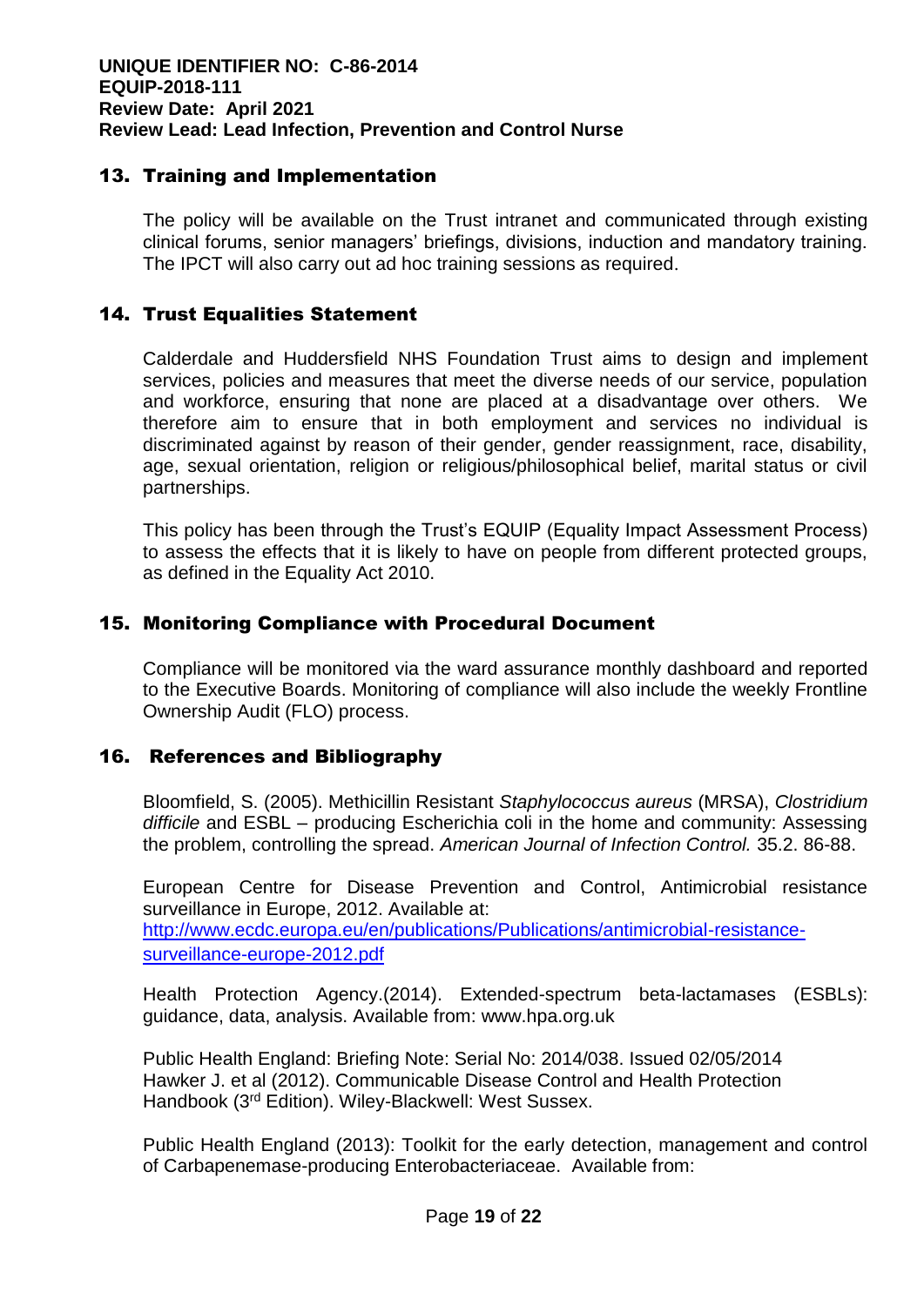## 13. Training and Implementation

The policy will be available on the Trust intranet and communicated through existing clinical forums, senior managers' briefings, divisions, induction and mandatory training. The IPCT will also carry out ad hoc training sessions as required.

## 14. Trust Equalities Statement

Calderdale and Huddersfield NHS Foundation Trust aims to design and implement services, policies and measures that meet the diverse needs of our service, population and workforce, ensuring that none are placed at a disadvantage over others. We therefore aim to ensure that in both employment and services no individual is discriminated against by reason of their gender, gender reassignment, race, disability, age, sexual orientation, religion or religious/philosophical belief, marital status or civil partnerships.

This policy has been through the Trust's EQUIP (Equality Impact Assessment Process) to assess the effects that it is likely to have on people from different protected groups, as defined in the Equality Act 2010.

## 15. Monitoring Compliance with Procedural Document

Compliance will be monitored via the ward assurance monthly dashboard and reported to the Executive Boards. Monitoring of compliance will also include the weekly Frontline Ownership Audit (FLO) process.

## 16. References and Bibliography

Bloomfield, S. (2005). Methicillin Resistant *Staphylococcus aureus* (MRSA), *Clostridium difficile* and ESBL – producing Escherichia coli in the home and community: Assessing the problem, controlling the spread. *American Journal of Infection Control.* 35.2. 86-88.

European Centre for Disease Prevention and Control, Antimicrobial resistance surveillance in Europe, 2012. Available at: [http://www.ecdc.europa.eu/en/publications/Publications/antimicrobial-resistance-surveillance-europe-2012.pdf](http://www.ecdc.europa.eu/en/publications/Publications/antimicrobial-resistance-surveillance-europe-2012.pdf)

Health Protection Agency.(2014). Extended-spectrum beta-lactamases (ESBLs): guidance, data, analysis. Available from: www.hpa.org.uk

Public Health England: Briefing Note: Serial No: 2014/038. Issued 02/05/2014
Hawker J. et al (2012). Communicable Disease Control and Health Protection Handbook (3rd Edition). Wiley-Blackwell: West Sussex.

Public Health England (2013): Toolkit for the early detection, management and control of Carbapenemase-producing Enterobacteriaceae. Available from: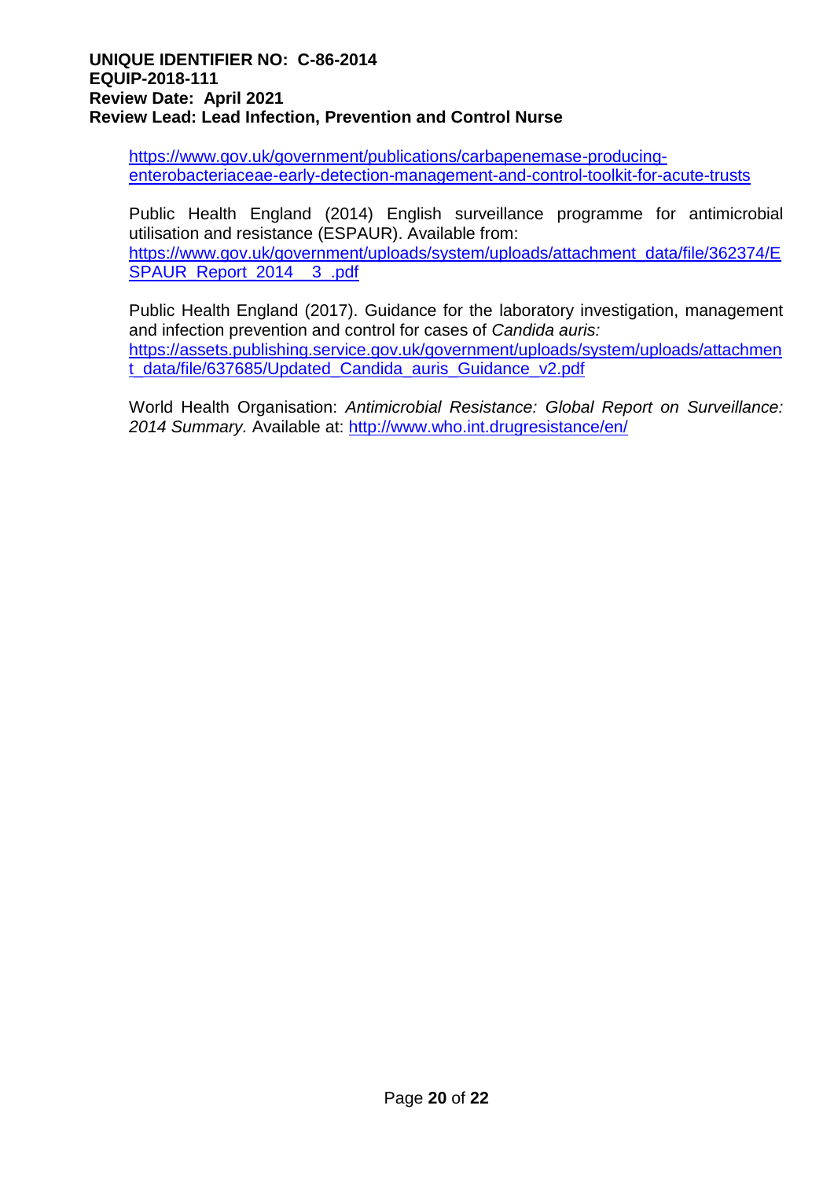https://www.gov.uk/government/publications/carbapenemase-producing-enterobacteriaceae-early-detection-management-and-control-toolkit-for-acute-trusts

Public Health England (2014) English surveillance programme for antimicrobial utilisation and resistance (ESPAUR). Available from: https://www.gov.uk/government/uploads/system/uploads/attachment_data/file/362374/ESPAUR_Report_2014__3_.pdf

Public Health England (2017). Guidance for the laboratory investigation, management and infection prevention and control for cases of *Candida auris:* https://assets.publishing.service.gov.uk/government/uploads/system/uploads/attachment_data/file/637685/Updated_Candida_auris_Guidance_v2.pdf

World Health Organisation: *Antimicrobial Resistance: Global Report on Surveillance: 2014 Summary.* Available at: http://www.who.int.drugresistance/en/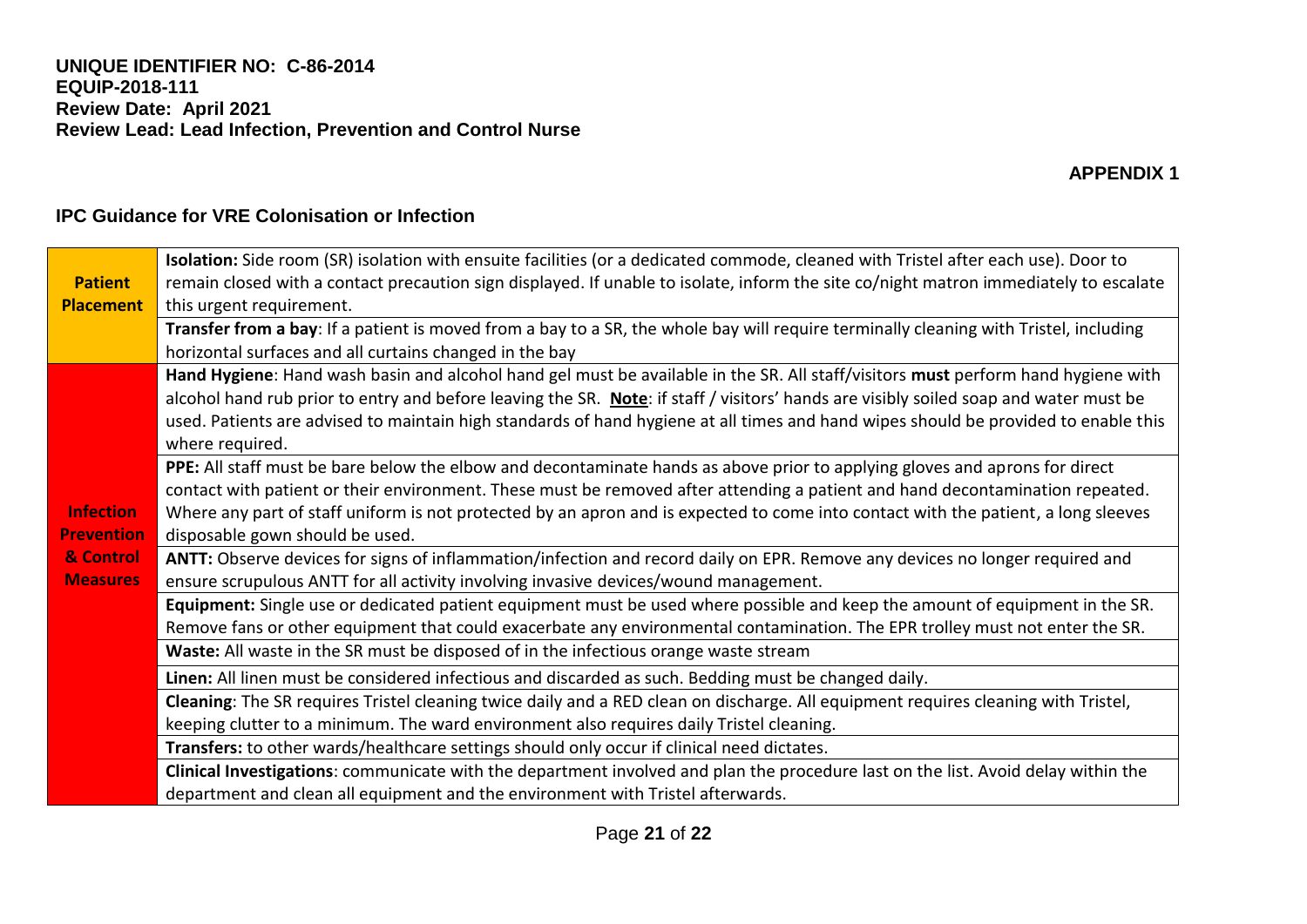**UNIQUE IDENTIFIER NO: C-86-2014**
**EQUIP-2018-111**
**Review Date: April 2021**
**Review Lead: Lead Infection, Prevention and Control Nurse**

**APPENDIX 1**

## IPC Guidance for VRE Colonisation or Infection

| | |
|---|---|
| **Patient Placement** | **Isolation:** Side room (SR) isolation with ensuite facilities (or a dedicated commode, cleaned with Tristel after each use). Door to remain closed with a contact precaution sign displayed. If unable to isolate, inform the site co/night matron immediately to escalate this urgent requirement. |
| | **Transfer from a bay**: If a patient is moved from a bay to a SR, the whole bay will require terminally cleaning with Tristel, including horizontal surfaces and all curtains changed in the bay |
| **Infection Prevention & Control Measures** | **Hand Hygiene**: Hand wash basin and alcohol hand gel must be available in the SR. All staff/visitors **must** perform hand hygiene with alcohol hand rub prior to entry and before leaving the SR. **Note**: if staff / visitors' hands are visibly soiled soap and water must be used. Patients are advised to maintain high standards of hand hygiene at all times and hand wipes should be provided to enable this where required. |
| | **PPE:** All staff must be bare below the elbow and decontaminate hands as above prior to applying gloves and aprons for direct contact with patient or their environment. These must be removed after attending a patient and hand decontamination repeated. Where any part of staff uniform is not protected by an apron and is expected to come into contact with the patient, a long sleeves disposable gown should be used. |
| | **ANTT:** Observe devices for signs of inflammation/infection and record daily on EPR. Remove any devices no longer required and ensure scrupulous ANTT for all activity involving invasive devices/wound management. |
| | **Equipment:** Single use or dedicated patient equipment must be used where possible and keep the amount of equipment in the SR. Remove fans or other equipment that could exacerbate any environmental contamination. The EPR trolley must not enter the SR. |
| | **Waste:** All waste in the SR must be disposed of in the infectious orange waste stream |
| | **Linen:** All linen must be considered infectious and discarded as such. Bedding must be changed daily. |
| | **Cleaning**: The SR requires Tristel cleaning twice daily and a RED clean on discharge. All equipment requires cleaning with Tristel, keeping clutter to a minimum. The ward environment also requires daily Tristel cleaning. |
| | **Transfers:** to other wards/healthcare settings should only occur if clinical need dictates. |
| | **Clinical Investigations**: communicate with the department involved and plan the procedure last on the list. Avoid delay within the department and clean all equipment and the environment with Tristel afterwards. |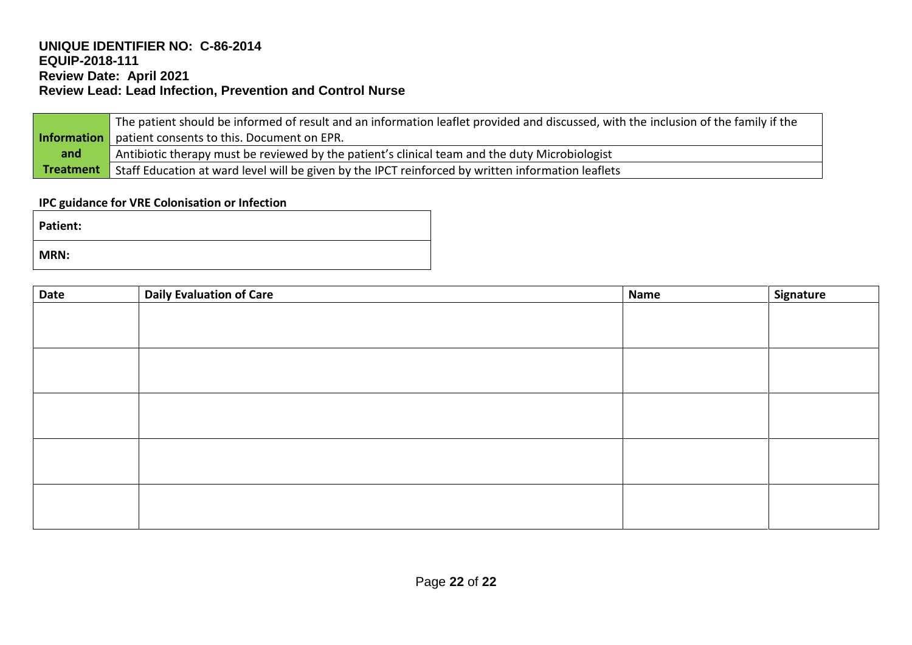**UNIQUE IDENTIFIER NO: C-86-2014**
**EQUIP-2018-111**
**Review Date: April 2021**
**Review Lead: Lead Infection, Prevention and Control Nurse**

| | |
|---|---|
| **Information and Treatment** | The patient should be informed of result and an information leaflet provided and discussed, with the inclusion of the family if the patient consents to this. Document on EPR. |
| | Antibiotic therapy must be reviewed by the patient's clinical team and the duty Microbiologist |
| | Staff Education at ward level will be given by the IPCT reinforced by written information leaflets |

**IPC guidance for VRE Colonisation or Infection**

| | |
|---|---|
| **Patient:** | |
| **MRN:** | |

| Date | Daily Evaluation of Care | Name | Signature |
|---|---|---|---|
| | | | |
| | | | |
| | | | |
| | | | |
| | | | |